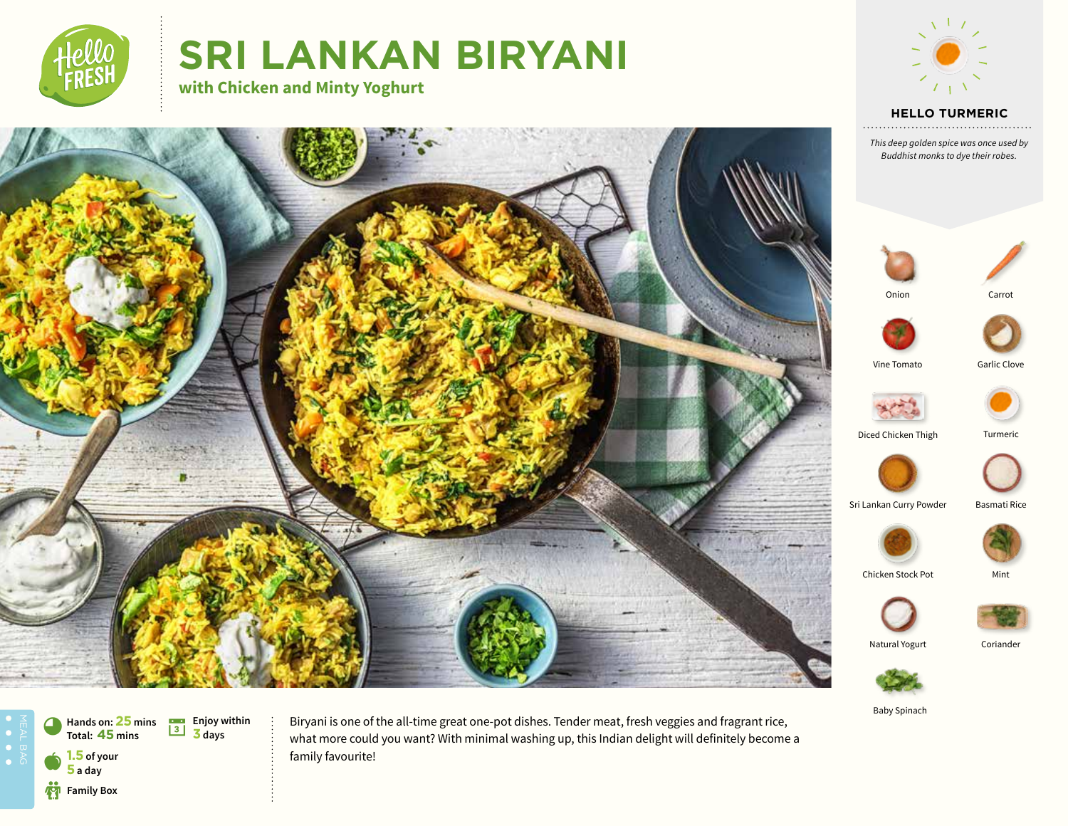# SRI LANKAN BIRYANI

**with Chicken and Minty Yoghurt**

## HELLO TURMERIC

*This deep golden spice was once used by Buddhist monks to dye their robes.*

- Onion
- Carrot
- Vine Tomato
- Garlic Clove
- Diced Chicken Thigh
- Turmeric
- Sri Lankan Curry Powder
- Basmati Rice
- Chicken Stock Pot
- Mint
- Natural Yogurt
- Coriander
- Baby Spinach

MEAL BAG

**Hands on: 25 mins**
**Total: 45 mins**

**Enjoy within 3 days**

**1.5 of your 5 a day**

**Family Box**

Biryani is one of the all-time great one-pot dishes. Tender meat, fresh veggies and fragrant rice, what more could you want? With minimal washing up, this Indian delight will definitely become a family favourite!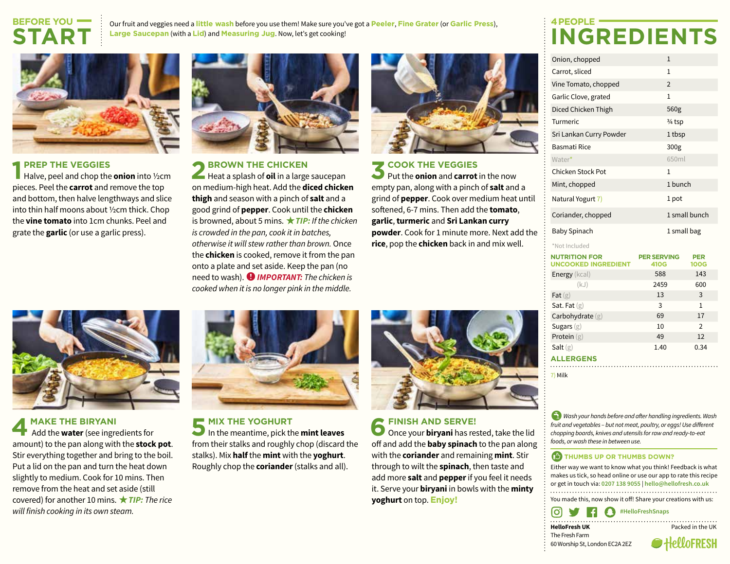## BEFORE YOU START

Our fruit and veggies need a **little wash** before you use them! Make sure you've got a **Peeler**, **Fine Grater** (or **Garlic Press**), **Large Saucepan** (with a **Lid**) and **Measuring Jug**. Now, let's get cooking!

### 1 PREP THE VEGGIES

Halve, peel and chop the **onion** into ½cm pieces. Peel the **carrot** and remove the top and bottom, then halve lengthways and slice into thin half moons about ½cm thick. Chop the **vine tomato** into 1cm chunks. Peel and grate the **garlic** (or use a garlic press).

### 2 BROWN THE CHICKEN

Heat a splash of **oil** in a large saucepan on medium-high heat. Add the **diced chicken thigh** and season with a pinch of **salt** and a good grind of **pepper**. Cook until the **chicken** is browned, about 5 mins. ★ ***TIP:*** *If the chicken is crowded in the pan, cook it in batches, otherwise it will stew rather than brown.* Once the **chicken** is cooked, remove it from the pan onto a plate and set aside. Keep the pan (no need to wash). ❗ ***IMPORTANT:*** *The chicken is cooked when it is no longer pink in the middle.*

### 3 COOK THE VEGGIES

Put the **onion** and **carrot** in the now empty pan, along with a pinch of **salt** and a grind of **pepper**. Cook over medium heat until softened, 6-7 mins. Then add the **tomato**, **garlic**, **turmeric** and **Sri Lankan curry powder**. Cook for 1 minute more. Next add the **rice**, pop the **chicken** back in and mix well.

### 4 MAKE THE BIRYANI

Add the **water** (see ingredients for amount) to the pan along with the **stock pot**. Stir everything together and bring to the boil. Put a lid on the pan and turn the heat down slightly to medium. Cook for 10 mins. Then remove from the heat and set aside (still covered) for another 10 mins. ★ ***TIP:*** *The rice will finish cooking in its own steam.*

### 5 MIX THE YOGHURT

In the meantime, pick the **mint leaves** from their stalks and roughly chop (discard the stalks). Mix **half** the **mint** with the **yoghurt**. Roughly chop the **coriander** (stalks and all).

### 6 FINISH AND SERVE!

Once your **biryani** has rested, take the lid off and add the **baby spinach** to the pan along with the **coriander** and remaining **mint**. Stir through to wilt the **spinach**, then taste and add more **salt** and **pepper** if you feel it needs it. Serve your **biryani** in bowls with the **minty yoghurt** on top. **Enjoy!**

## 4 PEOPLE INGREDIENTS

| | |
|---|---|
| Onion, chopped | 1 |
| Carrot, sliced | 1 |
| Vine Tomato, chopped | 2 |
| Garlic Clove, grated | 1 |
| Diced Chicken Thigh | 560g |
| Turmeric | ¾ tsp |
| Sri Lankan Curry Powder | 1 tbsp |
| Basmati Rice | 300g |
| Water* | 650ml |
| Chicken Stock Pot | 1 |
| Mint, chopped | 1 bunch |
| Natural Yogurt 7) | 1 pot |
| Coriander, chopped | 1 small bunch |
| Baby Spinach | 1 small bag |

*Not Included

| NUTRITION FOR UNCOOKED INGREDIENT | PER SERVING 410G | PER 100G |
|---|---|---|
| Energy (kcal) | 588 | 143 |
| (kJ) | 2459 | 600 |
| Fat (g) | 13 | 3 |
| Sat. Fat (g) | 3 | 1 |
| Carbohydrate (g) | 69 | 17 |
| Sugars (g) | 10 | 2 |
| Protein (g) | 49 | 12 |
| Salt (g) | 1.40 | 0.34 |

### ALLERGENS

7) Milk

*Wash your hands before and after handling ingredients. Wash fruit and vegetables – but not meat, poultry, or eggs! Use different chopping boards, knives and utensils for raw and ready-to-eat foods, or wash these in between use.*

### THUMBS UP OR THUMBS DOWN?

Either way we want to know what you think! Feedback is what makes us tick, so head online or use our app to rate this recipe or get in touch via: 0207 138 9055 | hello@hellofresh.co.uk

You made this, now show it off! Share your creations with us:

#HelloFreshSnaps

**HelloFresh UK**
The Fresh Farm
60 Worship St, London EC2A 2EZ

Packed in the UK

HelloFRESH